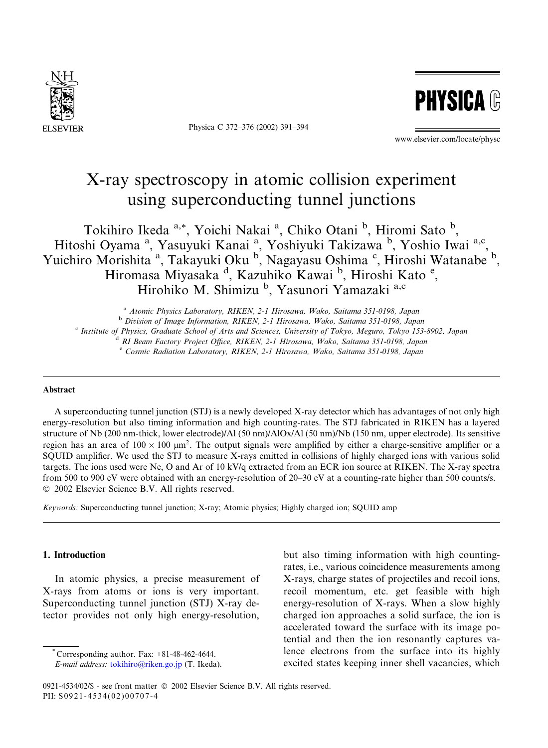# X-ray spectroscopy in atomic collision experiment using superconducting tunnel junctions

Tokihiro Ikeda [a,*], Yoichi Nakai [a], Chiko Otani [b], Hiromi Sato [b], Hitoshi Oyama [a], Yasuyuki Kanai [a], Yoshiyuki Takizawa [b], Yoshio Iwai [a,c], Yuichiro Morishita [a], Takayuki Oku [b], Nagayasu Oshima [c], Hiroshi Watanabe [b], Hiromasa Miyasaka [d], Kazuhiko Kawai [b], Hiroshi Kato [e], Hirohiko M. Shimizu [b], Yasunori Yamazaki [a,c]

[a] Atomic Physics Laboratory, RIKEN, 2-1 Hirosawa, Wako, Saitama 351-0198, Japan
[b] Division of Image Information, RIKEN, 2-1 Hirosawa, Wako, Saitama 351-0198, Japan
[c] Institute of Physics, Graduate School of Arts and Sciences, University of Tokyo, Meguro, Tokyo 153-8902, Japan
[d] RI Beam Factory Project Office, RIKEN, 2-1 Hirosawa, Wako, Saitama 351-0198, Japan
[e] Cosmic Radiation Laboratory, RIKEN, 2-1 Hirosawa, Wako, Saitama 351-0198, Japan

## Abstract

A superconducting tunnel junction (STJ) is a newly developed X-ray detector which has advantages of not only high energy-resolution but also timing information and high counting-rates. The STJ fabricated in RIKEN has a layered structure of Nb (200 nm-thick, lower electrode)/Al (50 nm)/AlOx/Al (50 nm)/Nb (150 nm, upper electrode). Its sensitive region has an area of $100 \times 100$ μm$^2$. The output signals were amplified by either a charge-sensitive amplifier or a SQUID amplifier. We used the STJ to measure X-rays emitted in collisions of highly charged ions with various solid targets. The ions used were Ne, O and Ar of 10 kV/q extracted from an ECR ion source at RIKEN. The X-ray spectra from 500 to 900 eV were obtained with an energy-resolution of 20–30 eV at a counting-rate higher than 500 counts/s.
© 2002 Elsevier Science B.V. All rights reserved.

*Keywords:* Superconducting tunnel junction; X-ray; Atomic physics; Highly charged ion; SQUID amp

## 1. Introduction

In atomic physics, a precise measurement of X-rays from atoms or ions is very important. Superconducting tunnel junction (STJ) X-ray detector provides not only high energy-resolution, but also timing information with high counting-rates, i.e., various coincidence measurements among X-rays, charge states of projectiles and recoil ions, recoil momentum, etc. get feasible with high energy-resolution of X-rays. When a slow highly charged ion approaches a solid surface, the ion is accelerated toward the surface with its image potential and then the ion resonantly captures valence electrons from the surface into its highly excited states keeping inner shell vacancies, which

* Corresponding author. Fax: +81-48-462-4644.
*E-mail address:* tokihiro@riken.go.jp (T. Ikeda).

0921-4534/02/$ - see front matter © 2002 Elsevier Science B.V. All rights reserved.
PII: S0921-4534(02)00707-4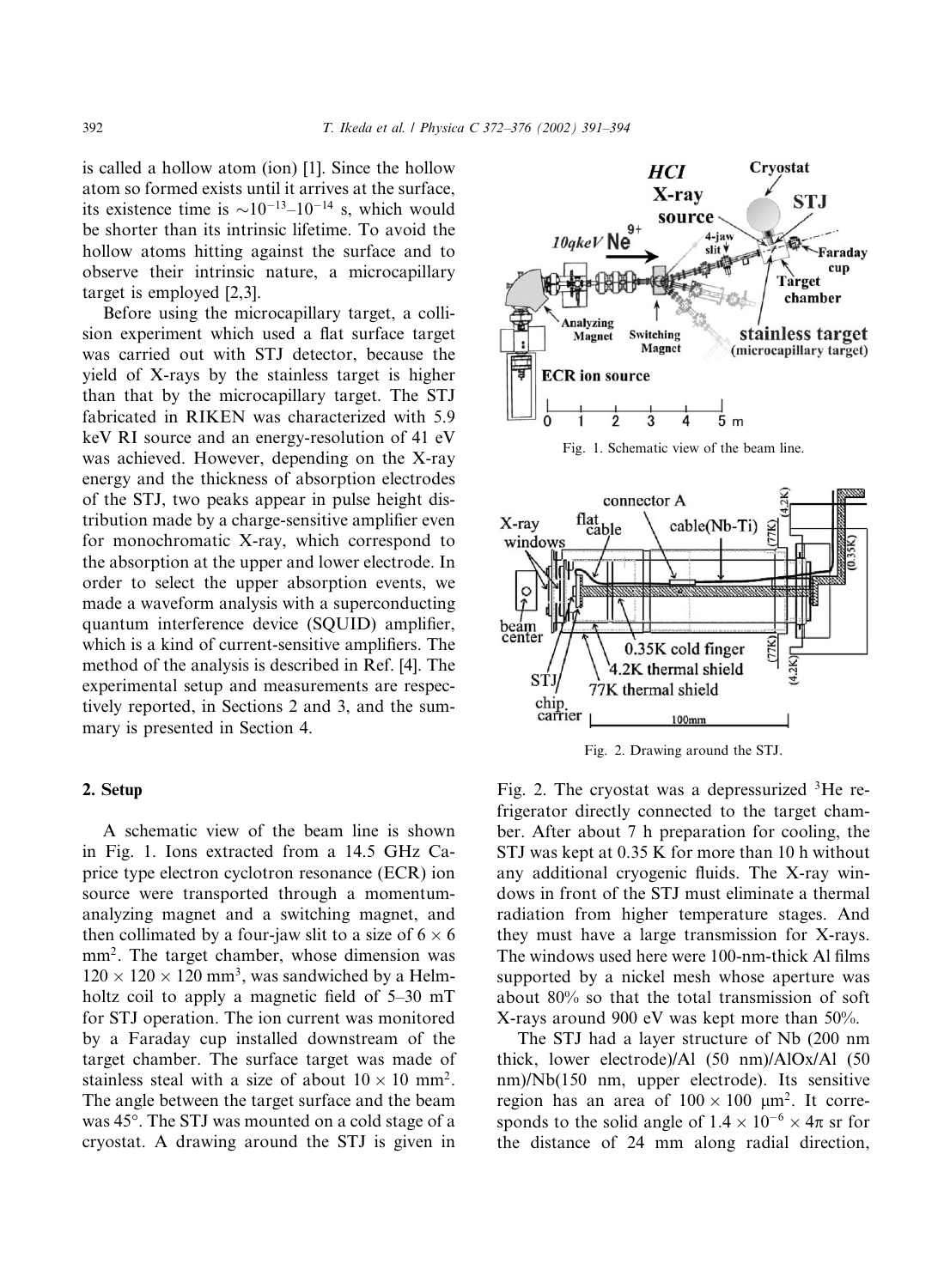is called a hollow atom (ion) [1]. Since the hollow atom so formed exists until it arrives at the surface, its existence time is $\sim 10^{-13}$–$10^{-14}$ s, which would be shorter than its intrinsic lifetime. To avoid the hollow atoms hitting against the surface and to observe their intrinsic nature, a microcapillary target is employed [2,3].

Before using the microcapillary target, a collision experiment which used a flat surface target was carried out with STJ detector, because the yield of X-rays by the stainless target is higher than that by the microcapillary target. The STJ fabricated in RIKEN was characterized with 5.9 keV RI source and an energy-resolution of 41 eV was achieved. However, depending on the X-ray energy and the thickness of absorption electrodes of the STJ, two peaks appear in pulse height distribution made by a charge-sensitive amplifier even for monochromatic X-ray, which correspond to the absorption at the upper and lower electrode. In order to select the upper absorption events, we made a waveform analysis with a superconducting quantum interference device (SQUID) amplifier, which is a kind of current-sensitive amplifiers. The method of the analysis is described in Ref. [4]. The experimental setup and measurements are respectively reported, in Sections 2 and 3, and the summary is presented in Section 4.

## 2. Setup

A schematic view of the beam line is shown in Fig. 1. Ions extracted from a 14.5 GHz Caprice type electron cyclotron resonance (ECR) ion source were transported through a momentum-analyzing magnet and a switching magnet, and then collimated by a four-jaw slit to a size of $6 \times 6$ mm$^2$. The target chamber, whose dimension was $120 \times 120 \times 120$ mm$^3$, was sandwiched by a Helmholtz coil to apply a magnetic field of 5–30 mT for STJ operation. The ion current was monitored by a Faraday cup installed downstream of the target chamber. The surface target was made of stainless steal with a size of about $10 \times 10$ mm$^2$. The angle between the target surface and the beam was 45°. The STJ was mounted on a cold stage of a cryostat. A drawing around the STJ is given in

Fig. 1. Schematic view of the beam line.

Fig. 2. Drawing around the STJ.

Fig. 2. The cryostat was a depressurized $^3$He refrigerator directly connected to the target chamber. After about 7 h preparation for cooling, the STJ was kept at 0.35 K for more than 10 h without any additional cryogenic fluids. The X-ray windows in front of the STJ must eliminate a thermal radiation from higher temperature stages. And they must have a large transmission for X-rays. The windows used here were 100-nm-thick Al films supported by a nickel mesh whose aperture was about 80% so that the total transmission of soft X-rays around 900 eV was kept more than 50%.

The STJ had a layer structure of Nb (200 nm thick, lower electrode)/Al (50 nm)/AlOx/Al (50 nm)/Nb(150 nm, upper electrode). Its sensitive region has an area of $100 \times 100$ μm$^2$. It corresponds to the solid angle of $1.4 \times 10^{-6} \times 4\pi$ sr for the distance of 24 mm along radial direction,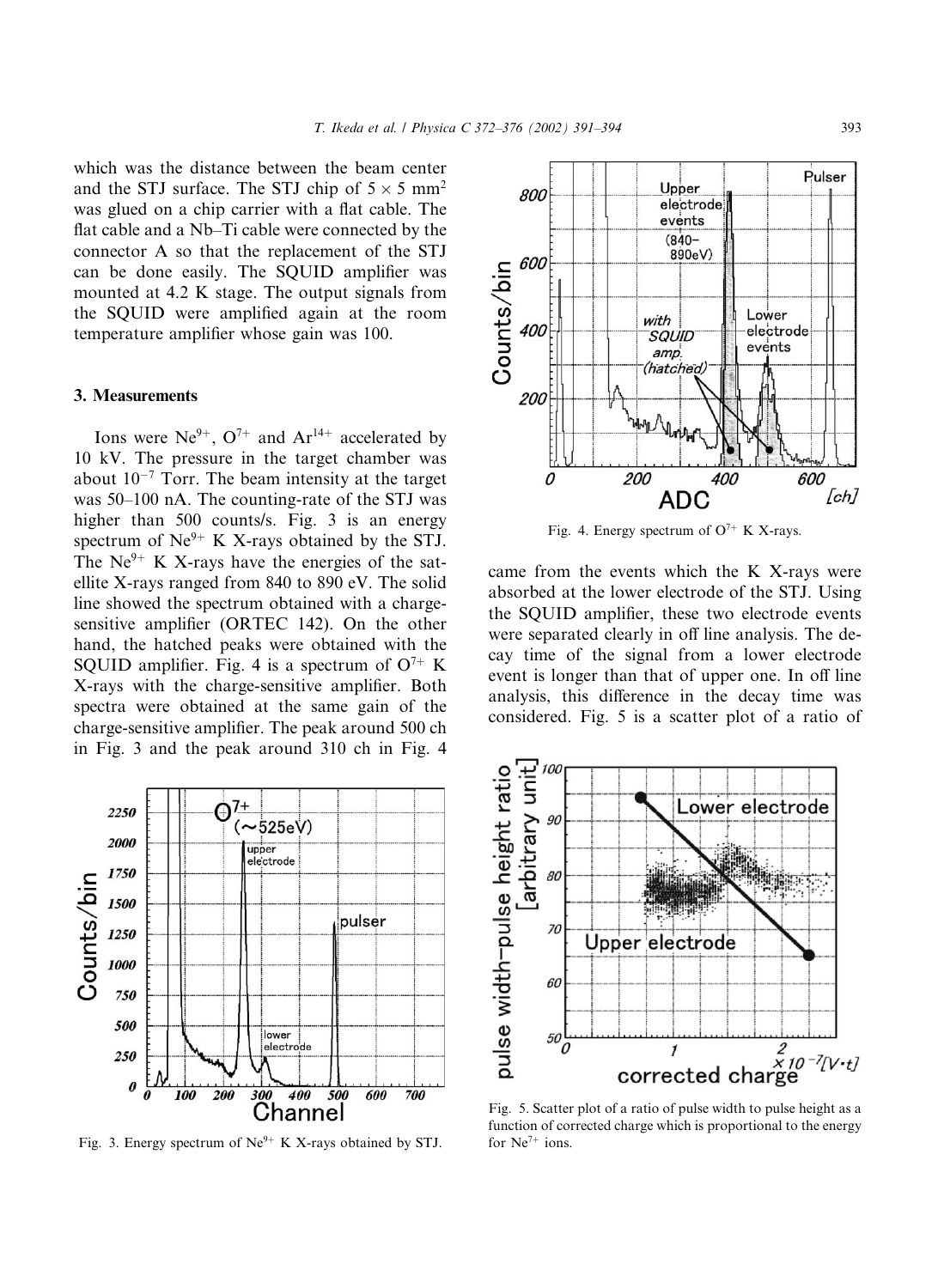which was the distance between the beam center and the STJ surface. The STJ chip of $5 \times 5$ mm$^2$ was glued on a chip carrier with a flat cable. The flat cable and a Nb–Ti cable were connected by the connector A so that the replacement of the STJ can be done easily. The SQUID amplifier was mounted at 4.2 K stage. The output signals from the SQUID were amplified again at the room temperature amplifier whose gain was 100.

## 3. Measurements

Ions were $Ne^{9+}$, $O^{7+}$ and $Ar^{14+}$ accelerated by 10 kV. The pressure in the target chamber was about $10^{-7}$ Torr. The beam intensity at the target was 50–100 nA. The counting-rate of the STJ was higher than 500 counts/s. Fig. 3 is an energy spectrum of $Ne^{9+}$ K X-rays obtained by the STJ. The $Ne^{9+}$ K X-rays have the energies of the satellite X-rays ranged from 840 to 890 eV. The solid line showed the spectrum obtained with a charge-sensitive amplifier (ORTEC 142). On the other hand, the hatched peaks were obtained with the SQUID amplifier. Fig. 4 is a spectrum of $O^{7+}$ K X-rays with the charge-sensitive amplifier. Both spectra were obtained at the same gain of the charge-sensitive amplifier. The peak around 500 ch in Fig. 3 and the peak around 310 ch in Fig. 4 came from the events which the K X-rays were absorbed at the lower electrode of the STJ. Using the SQUID amplifier, these two electrode events were separated clearly in off line analysis. The decay time of the signal from a lower electrode event is longer than that of upper one. In off line analysis, this difference in the decay time was considered. Fig. 5 is a scatter plot of a ratio of

Fig. 3. Energy spectrum of $Ne^{9+}$ K X-rays obtained by STJ.

Fig. 4. Energy spectrum of $O^{7+}$ K X-rays.

Fig. 5. Scatter plot of a ratio of pulse width to pulse height as a function of corrected charge which is proportional to the energy for $Ne^{7+}$ ions.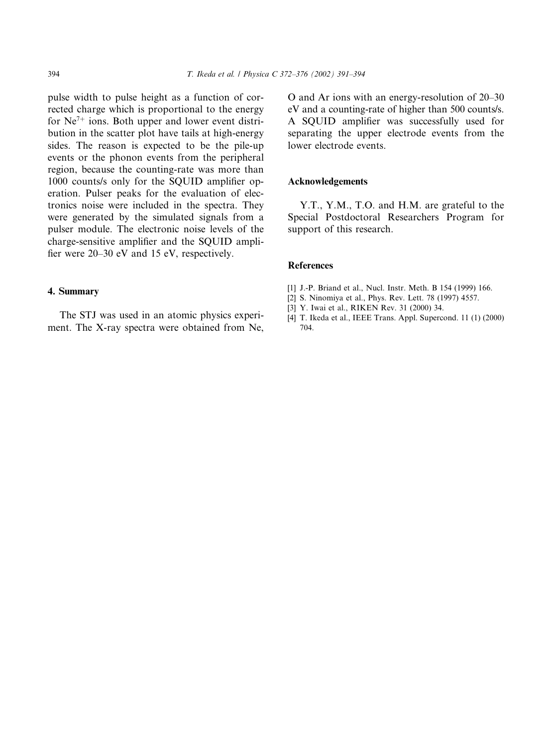pulse width to pulse height as a function of corrected charge which is proportional to the energy for $Ne^{7+}$ ions. Both upper and lower event distribution in the scatter plot have tails at high-energy sides. The reason is expected to be the pile-up events or the phonon events from the peripheral region, because the counting-rate was more than 1000 counts/s only for the SQUID amplifier operation. Pulser peaks for the evaluation of electronics noise were included in the spectra. They were generated by the simulated signals from a pulser module. The electronic noise levels of the charge-sensitive amplifier and the SQUID amplifier were 20–30 eV and 15 eV, respectively.

## 4. Summary

The STJ was used in an atomic physics experiment. The X-ray spectra were obtained from Ne, O and Ar ions with an energy-resolution of 20–30 eV and a counting-rate of higher than 500 counts/s. A SQUID amplifier was successfully used for separating the upper electrode events from the lower electrode events.

## Acknowledgements

Y.T., Y.M., T.O. and H.M. are grateful to the Special Postdoctoral Researchers Program for support of this research.

## References

[1] J.-P. Briand et al., Nucl. Instr. Meth. B 154 (1999) 166.

[2] S. Ninomiya et al., Phys. Rev. Lett. 78 (1997) 4557.

[3] Y. Iwai et al., RIKEN Rev. 31 (2000) 34.

[4] T. Ikeda et al., IEEE Trans. Appl. Supercond. 11 (1) (2000) 704.